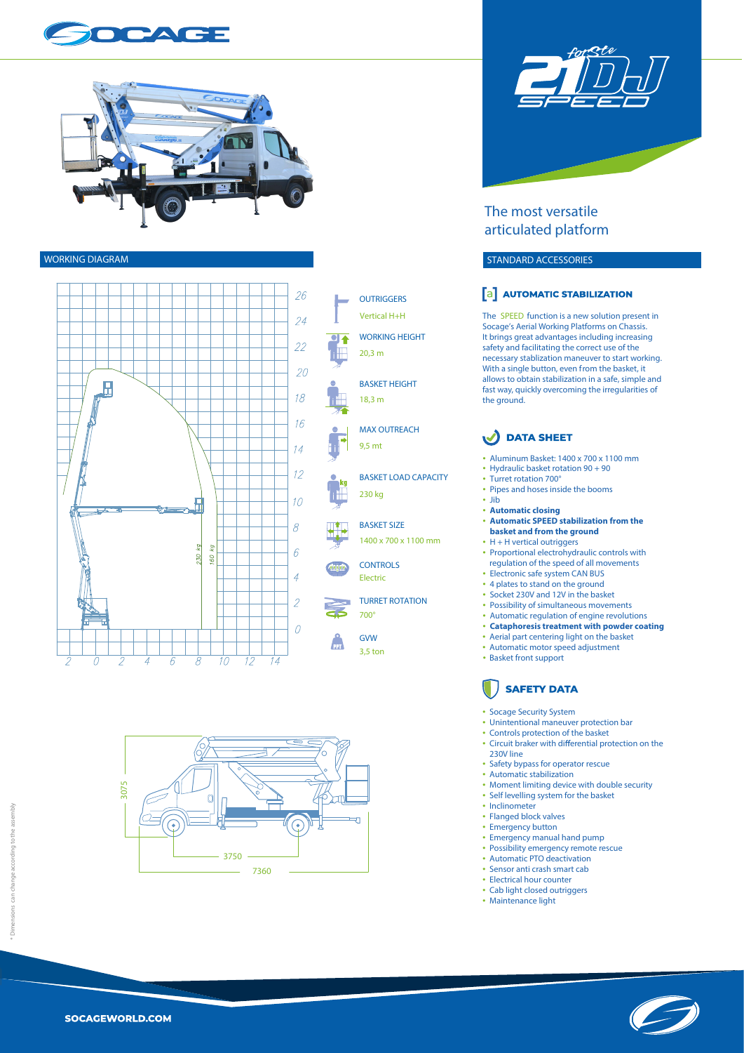# 21DJ SPEED

## The most versatile articulated platform

## WORKING DIAGRAM

- OUTRIGGERS: Vertical H+H
- WORKING HEIGHT: 20,3 m
- BASKET HEIGHT: 18,3 m
- MAX OUTREACH: 9,5 mt
- BASKET LOAD CAPACITY: 230 kg
- BASKET SIZE: 1400 x 700 x 1100 mm
- CONTROLS: Electric
- TURRET ROTATION: 700°
- GVW: 3,5 ton

## STANDARD ACCESSORIES

### AUTOMATIC STABILIZATION

The SPEED function is a new solution present in Socage's Aerial Working Platforms on Chassis. It brings great advantages including increasing safety and facilitating the correct use of the necessary stablization maneuver to start working. With a single button, even from the basket, it allows to obtain stabilization in a safe, simple and fast way, quickly overcoming the irregularities of the ground.

### DATA SHEET

- Aluminum Basket: 1400 x 700 x 1100 mm
- Hydraulic basket rotation 90 + 90
- Turret rotation 700°
- Pipes and hoses inside the booms
- Jib
- **Automatic closing**
- **Automatic SPEED stabilization from the basket and from the ground**
- H + H vertical outriggers
- Proportional electrohydraulic controls with regulation of the speed of all movements
- Electronic safe system CAN BUS
- 4 plates to stand on the ground
- Socket 230V and 12V in the basket
- Possibility of simultaneous movements
- Automatic regulation of engine revolutions
- **Cataphoresis treatment with powder coating**
- Aerial part centering light on the basket
- Automatic motor speed adjustment
- Basket front support

### SAFETY DATA

- Socage Security System
- Unintentional maneuver protection bar
- Controls protection of the basket
- Circuit braker with differential protection on the 230V line
- Safety bypass for operator rescue
- Automatic stabilization
- Moment limiting device with double security
- Self levelling system for the basket
- Inclinometer
- Flanged block valves
- Emergency button
- Emergency manual hand pump
- Possibility emergency remote rescue
- Automatic PTO deactivation
- Sensor anti crash smart cab
- Electrical hour counter
- Cab light closed outriggers
- Maintenance light

* Dimensions can change according to the assembly

SOCAGEWORLD.COM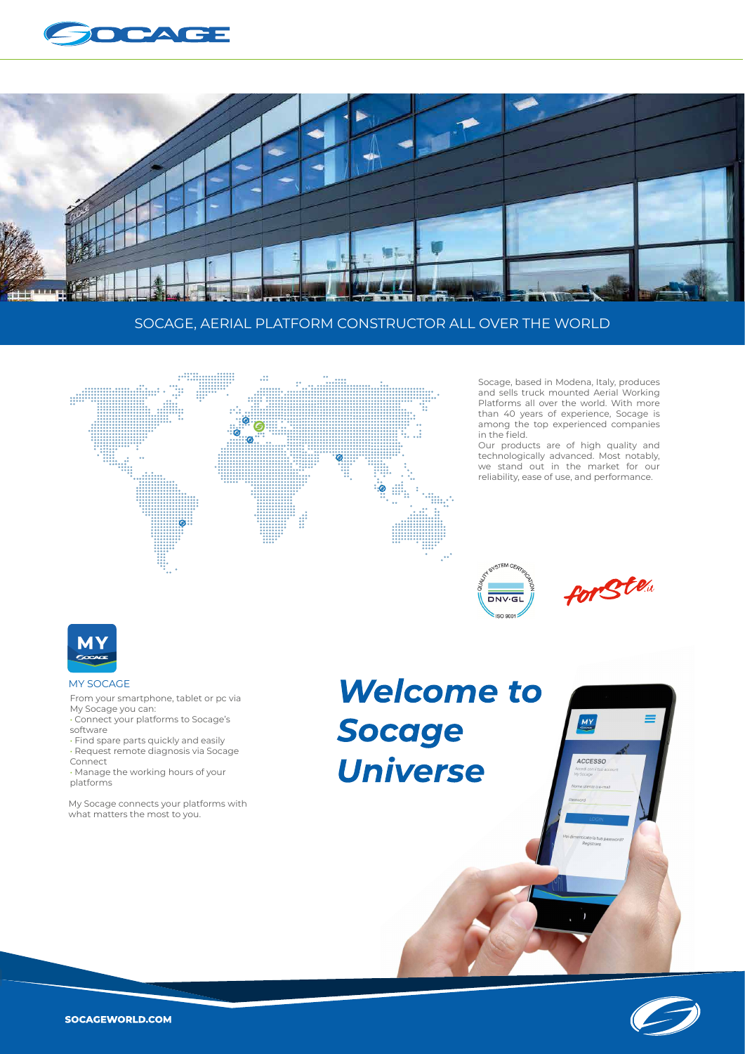## SOCAGE, AERIAL PLATFORM CONSTRUCTOR ALL OVER THE WORLD

Socage, based in Modena, Italy, produces and sells truck mounted Aerial Working Platforms all over the world. With more than 40 years of experience, Socage is among the top experienced companies in the field.

Our products are of high quality and technologically advanced. Most notably, we stand out in the market for our reliability, ease of use, and performance.

### MY SOCAGE

From your smartphone, tablet or pc via My Socage you can:

- Connect your platforms to Socage's software
- Find spare parts quickly and easily
- Request remote diagnosis via Socage Connect
- Manage the working hours of your platforms

My Socage connects your platforms with what matters the most to you.

# *Welcome to Socage Universe*

**SOCAGEWORLD.COM**